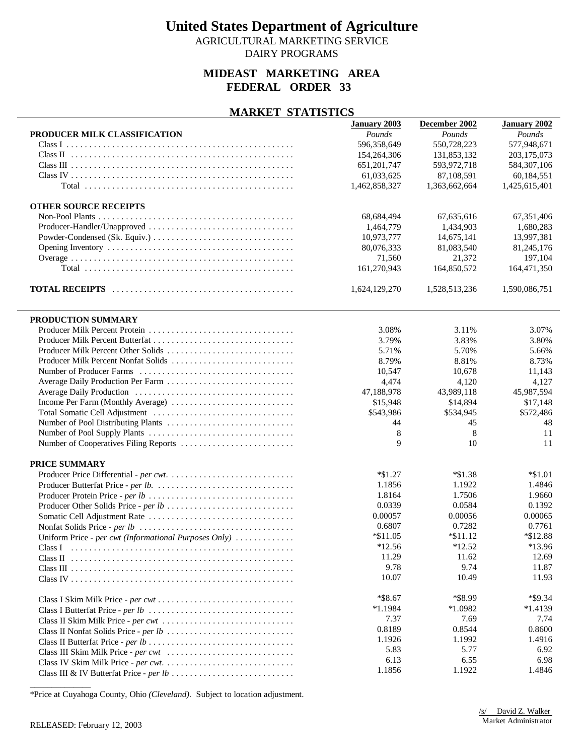# United States Department of Agriculture

AGRICULTURAL MARKETING SERVICE
DAIRY PROGRAMS

## MIDEAST MARKETING AREA
## FEDERAL ORDER 33

### MARKET STATISTICS

| | January 2003 | December 2002 | January 2002 |
|---|---|---|---|
| **PRODUCER MILK CLASSIFICATION** | *Pounds* | *Pounds* | *Pounds* |
| Class I | 596,358,649 | 550,728,223 | 577,948,671 |
| Class II | 154,264,306 | 131,853,132 | 203,175,073 |
| Class III | 651,201,747 | 593,972,718 | 584,307,106 |
| Class IV | 61,033,625 | 87,108,591 | 60,184,551 |
| Total | 1,462,858,327 | 1,363,662,664 | 1,425,615,401 |
| **OTHER SOURCE RECEIPTS** | | | |
| Non-Pool Plants | 68,684,494 | 67,635,616 | 67,351,406 |
| Producer-Handler/Unapproved | 1,464,779 | 1,434,903 | 1,680,283 |
| Powder-Condensed (Sk. Equiv.) | 10,973,777 | 14,675,141 | 13,997,381 |
| Opening Inventory | 80,076,333 | 81,083,540 | 81,245,176 |
| Overage | 71,560 | 21,372 | 197,104 |
| Total | 161,270,943 | 164,850,572 | 164,471,350 |
| **TOTAL RECEIPTS** | 1,624,129,270 | 1,528,513,236 | 1,590,086,751 |

| | January 2003 | December 2002 | January 2002 |
|---|---|---|---|
| **PRODUCTION SUMMARY** | | | |
| Producer Milk Percent Protein | 3.08% | 3.11% | 3.07% |
| Producer Milk Percent Butterfat | 3.79% | 3.83% | 3.80% |
| Producer Milk Percent Other Solids | 5.71% | 5.70% | 5.66% |
| Producer Milk Percent Nonfat Solids | 8.79% | 8.81% | 8.73% |
| Number of Producer Farms | 10,547 | 10,678 | 11,143 |
| Average Daily Production Per Farm | 4,474 | 4,120 | 4,127 |
| Average Daily Production | 47,188,978 | 43,989,118 | 45,987,594 |
| Income Per Farm (Monthly Average) | $15,948 | $14,894 | $17,148 |
| Total Somatic Cell Adjustment | $543,986 | $534,945 | $572,486 |
| Number of Pool Distributing Plants | 44 | 45 | 48 |
| Number of Pool Supply Plants | 8 | 8 | 11 |
| Number of Cooperatives Filing Reports | 9 | 10 | 11 |
| **PRICE SUMMARY** | | | |
| Producer Price Differential - *per cwt.* | *$1.27 | *$1.38 | *$1.01 |
| Producer Butterfat Price - *per lb.* | 1.1856 | 1.1922 | 1.4846 |
| Producer Protein Price - *per lb* | 1.8164 | 1.7506 | 1.9660 |
| Producer Other Solids Price - *per lb* | 0.0339 | 0.0584 | 0.1392 |
| Somatic Cell Adjustment Rate | 0.00057 | 0.00056 | 0.00065 |
| Nonfat Solids Price - *per lb* | 0.6807 | 0.7282 | 0.7761 |
| Uniform Price - *per cwt (Informational Purposes Only)* | *$11.05 | *$11.12 | *$12.88 |
| Class I | *12.56 | *12.52 | *13.96 |
| Class II | 11.29 | 11.62 | 12.69 |
| Class III | 9.78 | 9.74 | 11.87 |
| Class IV | 10.07 | 10.49 | 11.93 |
| Class I Skim Milk Price - *per cwt* | *$8.67 | *$8.99 | *$9.34 |
| Class I Butterfat Price - *per lb* | *1.1984 | *1.0982 | *1.4139 |
| Class II Skim Milk Price - *per cwt* | 7.37 | 7.69 | 7.74 |
| Class II Nonfat Solids Price - *per lb* | 0.8189 | 0.8544 | 0.8600 |
| Class II Butterfat Price - *per lb* | 1.1926 | 1.1992 | 1.4916 |
| Class III Skim Milk Price - *per cwt* | 5.83 | 5.77 | 6.92 |
| Class IV Skim Milk Price - *per cwt.* | 6.13 | 6.55 | 6.98 |
| Class III & IV Butterfat Price - *per lb* | 1.1856 | 1.1922 | 1.4846 |

*Price at Cuyahoga County, Ohio *(Cleveland)*. Subject to location adjustment.

RELEASED: February 12, 2003

/s/ David Z. Walker
Market Administrator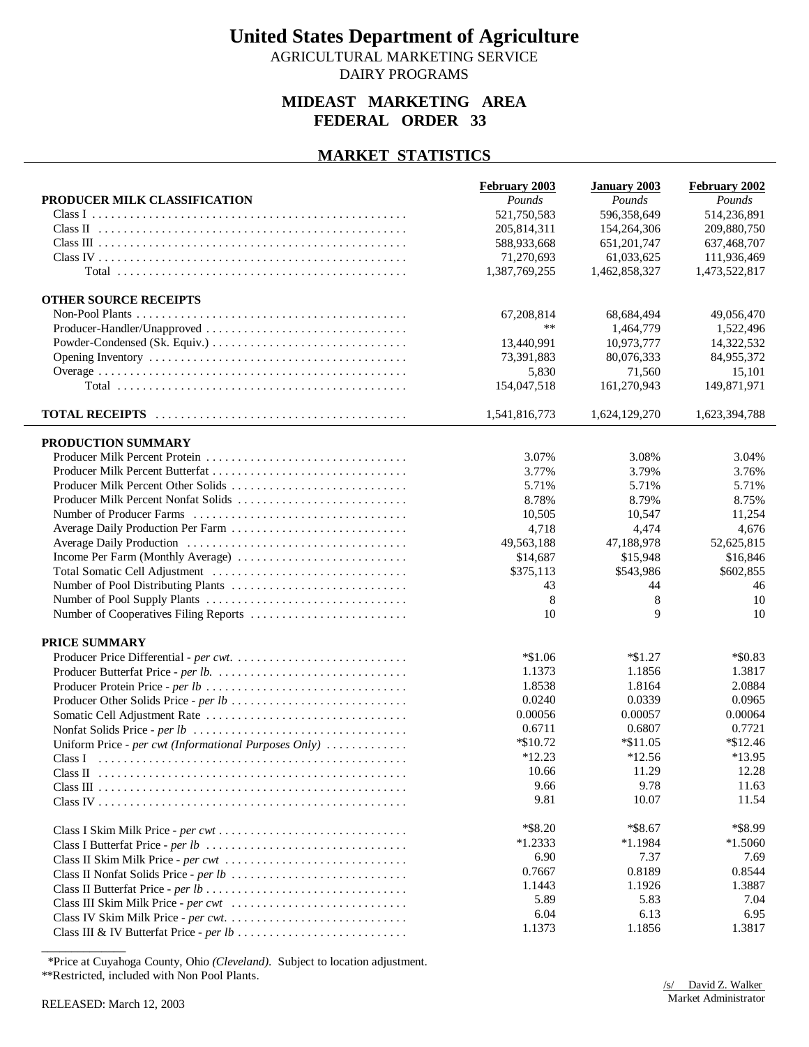# United States Department of Agriculture

AGRICULTURAL MARKETING SERVICE
DAIRY PROGRAMS

## MIDEAST MARKETING AREA
## FEDERAL ORDER 33

### MARKET STATISTICS

| | February 2003 | January 2003 | February 2002 |
|---|---|---|---|
| **PRODUCER MILK CLASSIFICATION** | *Pounds* | *Pounds* | *Pounds* |
| Class I | 521,750,583 | 596,358,649 | 514,236,891 |
| Class II | 205,814,311 | 154,264,306 | 209,880,750 |
| Class III | 588,933,668 | 651,201,747 | 637,468,707 |
| Class IV | 71,270,693 | 61,033,625 | 111,936,469 |
| Total | 1,387,769,255 | 1,462,858,327 | 1,473,522,817 |
| **OTHER SOURCE RECEIPTS** | | | |
| Non-Pool Plants | 67,208,814 | 68,684,494 | 49,056,470 |
| Producer-Handler/Unapproved | ** | 1,464,779 | 1,522,496 |
| Powder-Condensed (Sk. Equiv.) | 13,440,991 | 10,973,777 | 14,322,532 |
| Opening Inventory | 73,391,883 | 80,076,333 | 84,955,372 |
| Overage | 5,830 | 71,560 | 15,101 |
| Total | 154,047,518 | 161,270,943 | 149,871,971 |
| **TOTAL RECEIPTS** | 1,541,816,773 | 1,624,129,270 | 1,623,394,788 |
| **PRODUCTION SUMMARY** | | | |
| Producer Milk Percent Protein | 3.07% | 3.08% | 3.04% |
| Producer Milk Percent Butterfat | 3.77% | 3.79% | 3.76% |
| Producer Milk Percent Other Solids | 5.71% | 5.71% | 5.71% |
| Producer Milk Percent Nonfat Solids | 8.78% | 8.79% | 8.75% |
| Number of Producer Farms | 10,505 | 10,547 | 11,254 |
| Average Daily Production Per Farm | 4,718 | 4,474 | 4,676 |
| Average Daily Production | 49,563,188 | 47,188,978 | 52,625,815 |
| Income Per Farm (Monthly Average) | $14,687 | $15,948 | $16,846 |
| Total Somatic Cell Adjustment | $375,113 | $543,986 | $602,855 |
| Number of Pool Distributing Plants | 43 | 44 | 46 |
| Number of Pool Supply Plants | 8 | 8 | 10 |
| Number of Cooperatives Filing Reports | 10 | 9 | 10 |
| **PRICE SUMMARY** | | | |
| Producer Price Differential - *per cwt.* | *$1.06 | *$1.27 | *$0.83 |
| Producer Butterfat Price - *per lb.* | 1.1373 | 1.1856 | 1.3817 |
| Producer Protein Price - *per lb* | 1.8538 | 1.8164 | 2.0884 |
| Producer Other Solids Price - *per lb* | 0.0240 | 0.0339 | 0.0965 |
| Somatic Cell Adjustment Rate | 0.00056 | 0.00057 | 0.00064 |
| Nonfat Solids Price - *per lb* | 0.6711 | 0.6807 | 0.7721 |
| Uniform Price - *per cwt (Informational Purposes Only)* | *$10.72 | *$11.05 | *$12.46 |
| Class I | *12.23 | *12.56 | *13.95 |
| Class II | 10.66 | 11.29 | 12.28 |
| Class III | 9.66 | 9.78 | 11.63 |
| Class IV | 9.81 | 10.07 | 11.54 |
| Class I Skim Milk Price - *per cwt* | *$8.20 | *$8.67 | *$8.99 |
| Class I Butterfat Price - *per lb* | *1.2333 | *1.1984 | *1.5060 |
| Class II Skim Milk Price - *per cwt* | 6.90 | 7.37 | 7.69 |
| Class II Nonfat Solids Price - *per lb* | 0.7667 | 0.8189 | 0.8544 |
| Class II Butterfat Price - *per lb* | 1.1443 | 1.1926 | 1.3887 |
| Class III Skim Milk Price - *per cwt* | 5.89 | 5.83 | 7.04 |
| Class IV Skim Milk Price - *per cwt.* | 6.04 | 6.13 | 6.95 |
| Class III & IV Butterfat Price - *per lb* | 1.1373 | 1.1856 | 1.3817 |

*Price at Cuyahoga County, Ohio *(Cleveland)*. Subject to location adjustment.
**Restricted, included with Non Pool Plants.

RELEASED: March 12, 2003

/s/ David Z. Walker
Market Administrator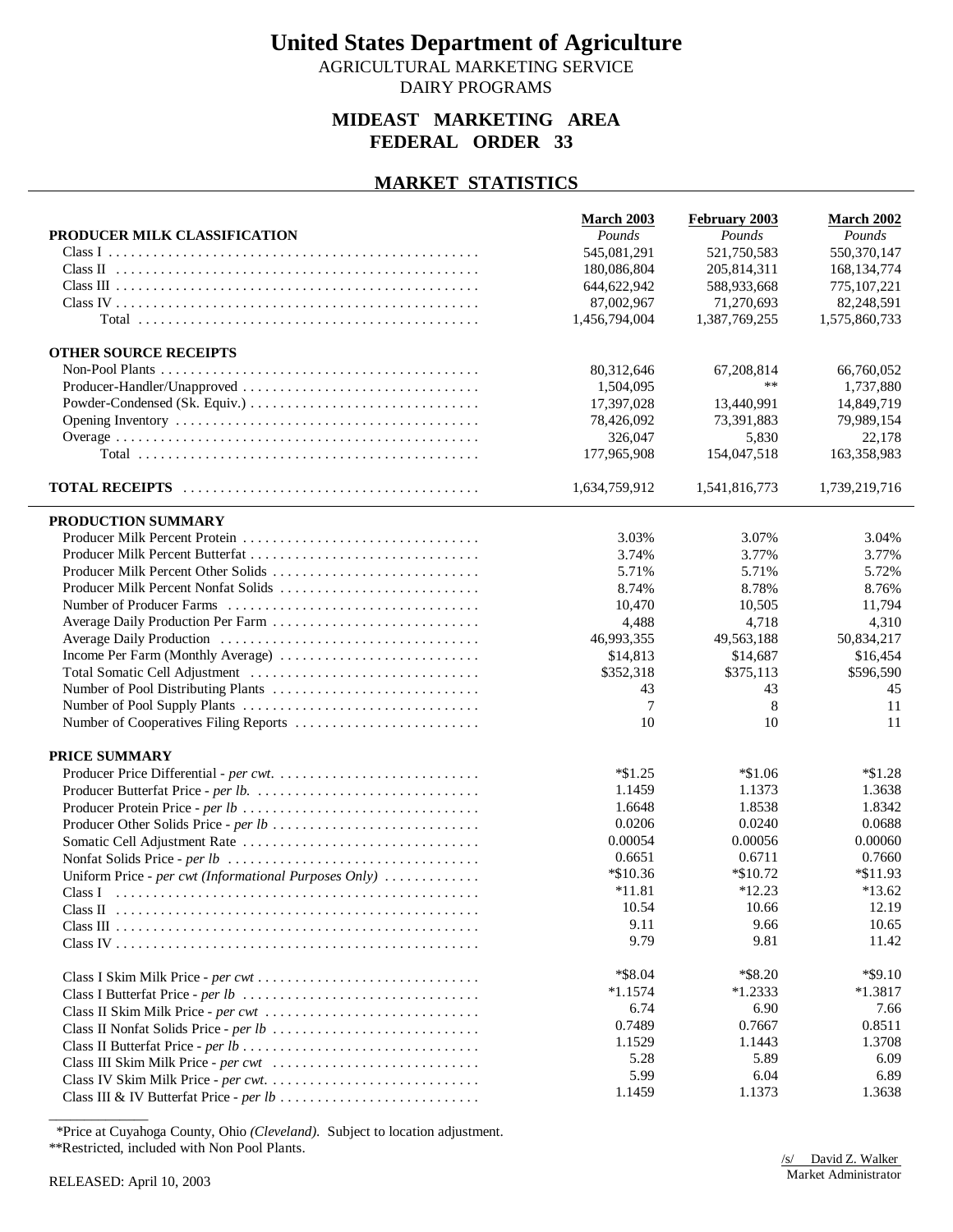# United States Department of Agriculture

AGRICULTURAL MARKETING SERVICE

DAIRY PROGRAMS

## MIDEAST MARKETING AREA
## FEDERAL ORDER 33

## MARKET STATISTICS

| | March 2003 | February 2003 | March 2002 |
|---|---|---|---|
| **PRODUCER MILK CLASSIFICATION** | *Pounds* | *Pounds* | *Pounds* |
| Class I | 545,081,291 | 521,750,583 | 550,370,147 |
| Class II | 180,086,804 | 205,814,311 | 168,134,774 |
| Class III | 644,622,942 | 588,933,668 | 775,107,221 |
| Class IV | 87,002,967 | 71,270,693 | 82,248,591 |
| Total | 1,456,794,004 | 1,387,769,255 | 1,575,860,733 |
| **OTHER SOURCE RECEIPTS** | | | |
| Non-Pool Plants | 80,312,646 | 67,208,814 | 66,760,052 |
| Producer-Handler/Unapproved | 1,504,095 | ** | 1,737,880 |
| Powder-Condensed (Sk. Equiv.) | 17,397,028 | 13,440,991 | 14,849,719 |
| Opening Inventory | 78,426,092 | 73,391,883 | 79,989,154 |
| Overage | 326,047 | 5,830 | 22,178 |
| Total | 177,965,908 | 154,047,518 | 163,358,983 |
| **TOTAL RECEIPTS** | 1,634,759,912 | 1,541,816,773 | 1,739,219,716 |
| **PRODUCTION SUMMARY** | | | |
| Producer Milk Percent Protein | 3.03% | 3.07% | 3.04% |
| Producer Milk Percent Butterfat | 3.74% | 3.77% | 3.77% |
| Producer Milk Percent Other Solids | 5.71% | 5.71% | 5.72% |
| Producer Milk Percent Nonfat Solids | 8.74% | 8.78% | 8.76% |
| Number of Producer Farms | 10,470 | 10,505 | 11,794 |
| Average Daily Production Per Farm | 4,488 | 4,718 | 4,310 |
| Average Daily Production | 46,993,355 | 49,563,188 | 50,834,217 |
| Income Per Farm (Monthly Average) | $14,813 | $14,687 | $16,454 |
| Total Somatic Cell Adjustment | $352,318 | $375,113 | $596,590 |
| Number of Pool Distributing Plants | 43 | 43 | 45 |
| Number of Pool Supply Plants | 7 | 8 | 11 |
| Number of Cooperatives Filing Reports | 10 | 10 | 11 |
| **PRICE SUMMARY** | | | |
| Producer Price Differential - *per cwt.* | *$1.25 | *$1.06 | *$1.28 |
| Producer Butterfat Price - *per lb.* | 1.1459 | 1.1373 | 1.3638 |
| Producer Protein Price - *per lb* | 1.6648 | 1.8538 | 1.8342 |
| Producer Other Solids Price - *per lb* | 0.0206 | 0.0240 | 0.0688 |
| Somatic Cell Adjustment Rate | 0.00054 | 0.00056 | 0.00060 |
| Nonfat Solids Price - *per lb* | 0.6651 | 0.6711 | 0.7660 |
| Uniform Price - *per cwt (Informational Purposes Only)* | *$10.36 | *$10.72 | *$11.93 |
| Class I | *11.81 | *12.23 | *13.62 |
| Class II | 10.54 | 10.66 | 12.19 |
| Class III | 9.11 | 9.66 | 10.65 |
| Class IV | 9.79 | 9.81 | 11.42 |
| Class I Skim Milk Price - *per cwt* | *$8.04 | *$8.20 | *$9.10 |
| Class I Butterfat Price - *per lb* | *1.1574 | *1.2333 | *1.3817 |
| Class II Skim Milk Price - *per cwt* | 6.74 | 6.90 | 7.66 |
| Class II Nonfat Solids Price - *per lb* | 0.7489 | 0.7667 | 0.8511 |
| Class II Butterfat Price - *per lb* | 1.1529 | 1.1443 | 1.3708 |
| Class III Skim Milk Price - *per cwt* | 5.28 | 5.89 | 6.09 |
| Class IV Skim Milk Price - *per cwt.* | 5.99 | 6.04 | 6.89 |
| Class III & IV Butterfat Price - *per lb* | 1.1459 | 1.1373 | 1.3638 |

*Price at Cuyahoga County, Ohio *(Cleveland)*. Subject to location adjustment.

**Restricted, included with Non Pool Plants.

RELEASED: April 10, 2003

/s/ David Z. Walker
Market Administrator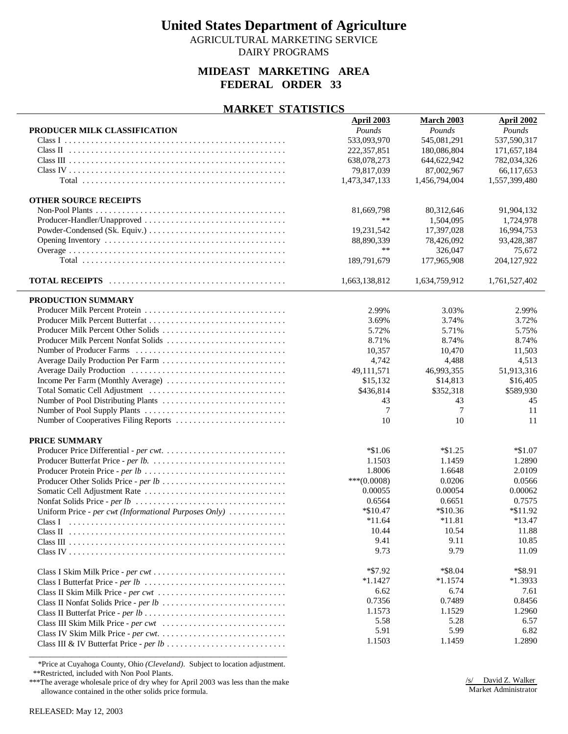# United States Department of Agriculture

AGRICULTURAL MARKETING SERVICE
DAIRY PROGRAMS

## MIDEAST MARKETING AREA
## FEDERAL ORDER 33

### MARKET STATISTICS

| | April 2003 | March 2003 | April 2002 |
|---|---|---|---|
| **PRODUCER MILK CLASSIFICATION** | *Pounds* | *Pounds* | *Pounds* |
| Class I | 533,093,970 | 545,081,291 | 537,590,317 |
| Class II | 222,357,851 | 180,086,804 | 171,657,184 |
| Class III | 638,078,273 | 644,622,942 | 782,034,326 |
| Class IV | 79,817,039 | 87,002,967 | 66,117,653 |
| Total | 1,473,347,133 | 1,456,794,004 | 1,557,399,480 |
| **OTHER SOURCE RECEIPTS** | | | |
| Non-Pool Plants | 81,669,798 | 80,312,646 | 91,904,132 |
| Producer-Handler/Unapproved | ** | 1,504,095 | 1,724,978 |
| Powder-Condensed (Sk. Equiv.) | 19,231,542 | 17,397,028 | 16,994,753 |
| Opening Inventory | 88,890,339 | 78,426,092 | 93,428,387 |
| Overage | ** | 326,047 | 75,672 |
| Total | 189,791,679 | 177,965,908 | 204,127,922 |
| **TOTAL RECEIPTS** | 1,663,138,812 | 1,634,759,912 | 1,761,527,402 |
| **PRODUCTION SUMMARY** | | | |
| Producer Milk Percent Protein | 2.99% | 3.03% | 2.99% |
| Producer Milk Percent Butterfat | 3.69% | 3.74% | 3.72% |
| Producer Milk Percent Other Solids | 5.72% | 5.71% | 5.75% |
| Producer Milk Percent Nonfat Solids | 8.71% | 8.74% | 8.74% |
| Number of Producer Farms | 10,357 | 10,470 | 11,503 |
| Average Daily Production Per Farm | 4,742 | 4,488 | 4,513 |
| Average Daily Production | 49,111,571 | 46,993,355 | 51,913,316 |
| Income Per Farm (Monthly Average) | $15,132 | $14,813 | $16,405 |
| Total Somatic Cell Adjustment | $436,814 | $352,318 | $589,930 |
| Number of Pool Distributing Plants | 43 | 43 | 45 |
| Number of Pool Supply Plants | 7 | 7 | 11 |
| Number of Cooperatives Filing Reports | 10 | 10 | 11 |
| **PRICE SUMMARY** | | | |
| Producer Price Differential - *per cwt.* | *$1.06 | *$1.25 | *$1.07 |
| Producer Butterfat Price - *per lb.* | 1.1503 | 1.1459 | 1.2890 |
| Producer Protein Price - *per lb* | 1.8006 | 1.6648 | 2.0109 |
| Producer Other Solids Price - *per lb* | ***(0.0008) | 0.0206 | 0.0566 |
| Somatic Cell Adjustment Rate | 0.00055 | 0.00054 | 0.00062 |
| Nonfat Solids Price - *per lb* | 0.6564 | 0.6651 | 0.7575 |
| Uniform Price - *per cwt (Informational Purposes Only)* | *$10.47 | *$10.36 | *$11.92 |
| Class I | *11.64 | *11.81 | *13.47 |
| Class II | 10.44 | 10.54 | 11.88 |
| Class III | 9.41 | 9.11 | 10.85 |
| Class IV | 9.73 | 9.79 | 11.09 |
| Class I Skim Milk Price - *per cwt* | *$7.92 | *$8.04 | *$8.91 |
| Class I Butterfat Price - *per lb* | *1.1427 | *1.1574 | *1.3933 |
| Class II Skim Milk Price - *per cwt* | 6.62 | 6.74 | 7.61 |
| Class II Nonfat Solids Price - *per lb* | 0.7356 | 0.7489 | 0.8456 |
| Class II Butterfat Price - *per lb* | 1.1573 | 1.1529 | 1.2960 |
| Class III Skim Milk Price - *per cwt* | 5.58 | 5.28 | 6.57 |
| Class IV Skim Milk Price - *per cwt.* | 5.91 | 5.99 | 6.82 |
| Class III & IV Butterfat Price - *per lb* | 1.1503 | 1.1459 | 1.2890 |

*Price at Cuyahoga County, Ohio *(Cleveland)*. Subject to location adjustment.
**Restricted, included with Non Pool Plants.
***The average wholesale price of dry whey for April 2003 was less than the make allowance contained in the other solids price formula.

/s/ David Z. Walker
Market Administrator

RELEASED: May 12, 2003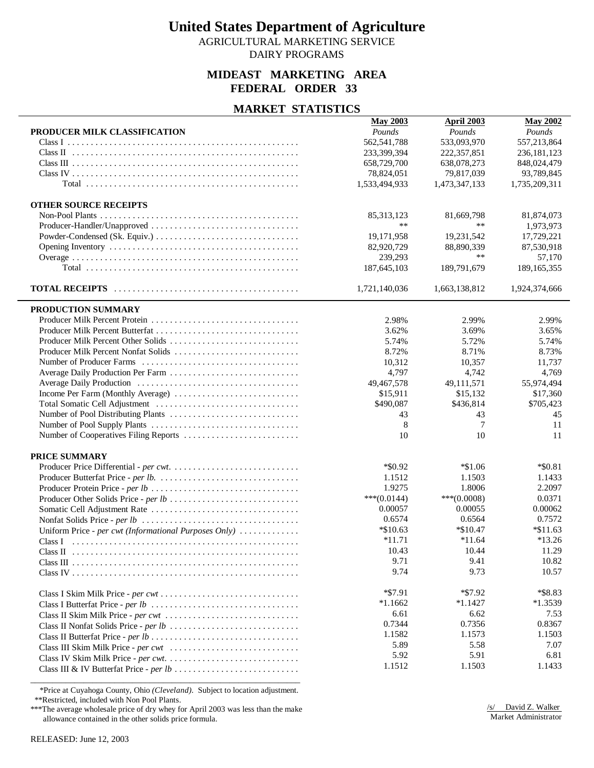# United States Department of Agriculture

AGRICULTURAL MARKETING SERVICE

DAIRY PROGRAMS

## MIDEAST MARKETING AREA
## FEDERAL ORDER 33

### MARKET STATISTICS

| | May 2003 | April 2003 | May 2002 |
|---|---|---|---|
| **PRODUCER MILK CLASSIFICATION** | *Pounds* | *Pounds* | *Pounds* |
| Class I | 562,541,788 | 533,093,970 | 557,213,864 |
| Class II | 233,399,394 | 222,357,851 | 236,181,123 |
| Class III | 658,729,700 | 638,078,273 | 848,024,479 |
| Class IV | 78,824,051 | 79,817,039 | 93,789,845 |
| Total | 1,533,494,933 | 1,473,347,133 | 1,735,209,311 |
| **OTHER SOURCE RECEIPTS** | | | |
| Non-Pool Plants | 85,313,123 | 81,669,798 | 81,874,073 |
| Producer-Handler/Unapproved | ** | ** | 1,973,973 |
| Powder-Condensed (Sk. Equiv.) | 19,171,958 | 19,231,542 | 17,729,221 |
| Opening Inventory | 82,920,729 | 88,890,339 | 87,530,918 |
| Overage | 239,293 | ** | 57,170 |
| Total | 187,645,103 | 189,791,679 | 189,165,355 |
| **TOTAL RECEIPTS** | 1,721,140,036 | 1,663,138,812 | 1,924,374,666 |

| | May 2003 | April 2003 | May 2002 |
|---|---|---|---|
| **PRODUCTION SUMMARY** | | | |
| Producer Milk Percent Protein | 2.98% | 2.99% | 2.99% |
| Producer Milk Percent Butterfat | 3.62% | 3.69% | 3.65% |
| Producer Milk Percent Other Solids | 5.74% | 5.72% | 5.74% |
| Producer Milk Percent Nonfat Solids | 8.72% | 8.71% | 8.73% |
| Number of Producer Farms | 10,312 | 10,357 | 11,737 |
| Average Daily Production Per Farm | 4,797 | 4,742 | 4,769 |
| Average Daily Production | 49,467,578 | 49,111,571 | 55,974,494 |
| Income Per Farm (Monthly Average) | $15,911 | $15,132 | $17,360 |
| Total Somatic Cell Adjustment | $490,087 | $436,814 | $705,423 |
| Number of Pool Distributing Plants | 43 | 43 | 45 |
| Number of Pool Supply Plants | 8 | 7 | 11 |
| Number of Cooperatives Filing Reports | 10 | 10 | 11 |
| **PRICE SUMMARY** | | | |
| Producer Price Differential - *per cwt.* | *$0.92 | *$1.06 | *$0.81 |
| Producer Butterfat Price - *per lb.* | 1.1512 | 1.1503 | 1.1433 |
| Producer Protein Price - *per lb* | 1.9275 | 1.8006 | 2.2097 |
| Producer Other Solids Price - *per lb* | ***(0.0144) | ***(0.0008) | 0.0371 |
| Somatic Cell Adjustment Rate | 0.00057 | 0.00055 | 0.00062 |
| Nonfat Solids Price - *per lb* | 0.6574 | 0.6564 | 0.7572 |
| Uniform Price - *per cwt (Informational Purposes Only)* | *$10.63 | *$10.47 | *$11.63 |
| Class I | *11.71 | *11.64 | *13.26 |
| Class II | 10.43 | 10.44 | 11.29 |
| Class III | 9.71 | 9.41 | 10.82 |
| Class IV | 9.74 | 9.73 | 10.57 |
| Class I Skim Milk Price - *per cwt* | *$7.91 | *$7.92 | *$8.83 |
| Class I Butterfat Price - *per lb* | *1.1662 | *1.1427 | *1.3539 |
| Class II Skim Milk Price - *per cwt* | 6.61 | 6.62 | 7.53 |
| Class II Nonfat Solids Price - *per lb* | 0.7344 | 0.7356 | 0.8367 |
| Class II Butterfat Price - *per lb* | 1.1582 | 1.1573 | 1.1503 |
| Class III Skim Milk Price - *per cwt* | 5.89 | 5.58 | 7.07 |
| Class IV Skim Milk Price - *per cwt.* | 5.92 | 5.91 | 6.81 |
| Class III & IV Butterfat Price - *per lb* | 1.1512 | 1.1503 | 1.1433 |

*Price at Cuyahoga County, Ohio *(Cleveland)*. Subject to location adjustment.
**Restricted, included with Non Pool Plants.
***The average wholesale price of dry whey for April 2003 was less than the make allowance contained in the other solids price formula.

/s/ David Z. Walker
Market Administrator

RELEASED: June 12, 2003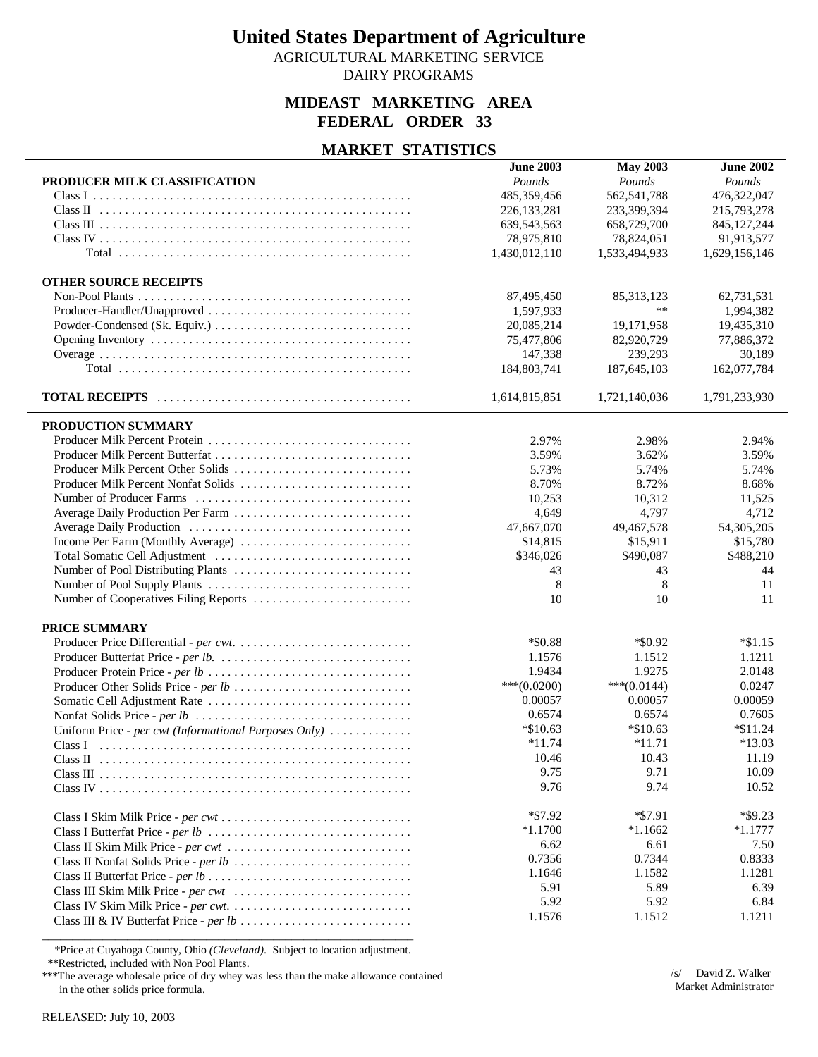# United States Department of Agriculture

AGRICULTURAL MARKETING SERVICE
DAIRY PROGRAMS

## MIDEAST MARKETING AREA
## FEDERAL ORDER 33

### MARKET STATISTICS

| | June 2003 | May 2003 | June 2002 |
|---|---|---|---|
| **PRODUCER MILK CLASSIFICATION** | *Pounds* | *Pounds* | *Pounds* |
| Class I | 485,359,456 | 562,541,788 | 476,322,047 |
| Class II | 226,133,281 | 233,399,394 | 215,793,278 |
| Class III | 639,543,563 | 658,729,700 | 845,127,244 |
| Class IV | 78,975,810 | 78,824,051 | 91,913,577 |
| Total | 1,430,012,110 | 1,533,494,933 | 1,629,156,146 |
| **OTHER SOURCE RECEIPTS** | | | |
| Non-Pool Plants | 87,495,450 | 85,313,123 | 62,731,531 |
| Producer-Handler/Unapproved | 1,597,933 | ** | 1,994,382 |
| Powder-Condensed (Sk. Equiv.) | 20,085,214 | 19,171,958 | 19,435,310 |
| Opening Inventory | 75,477,806 | 82,920,729 | 77,886,372 |
| Overage | 147,338 | 239,293 | 30,189 |
| Total | 184,803,741 | 187,645,103 | 162,077,784 |
| **TOTAL RECEIPTS** | 1,614,815,851 | 1,721,140,036 | 1,791,233,930 |

| | June 2003 | May 2003 | June 2002 |
|---|---|---|---|
| **PRODUCTION SUMMARY** | | | |
| Producer Milk Percent Protein | 2.97% | 2.98% | 2.94% |
| Producer Milk Percent Butterfat | 3.59% | 3.62% | 3.59% |
| Producer Milk Percent Other Solids | 5.73% | 5.74% | 5.74% |
| Producer Milk Percent Nonfat Solids | 8.70% | 8.72% | 8.68% |
| Number of Producer Farms | 10,253 | 10,312 | 11,525 |
| Average Daily Production Per Farm | 4,649 | 4,797 | 4,712 |
| Average Daily Production | 47,667,070 | 49,467,578 | 54,305,205 |
| Income Per Farm (Monthly Average) | $14,815 | $15,911 | $15,780 |
| Total Somatic Cell Adjustment | $346,026 | $490,087 | $488,210 |
| Number of Pool Distributing Plants | 43 | 43 | 44 |
| Number of Pool Supply Plants | 8 | 8 | 11 |
| Number of Cooperatives Filing Reports | 10 | 10 | 11 |
| **PRICE SUMMARY** | | | |
| Producer Price Differential - *per cwt.* | *$0.88 | *$0.92 | *$1.15 |
| Producer Butterfat Price - *per lb.* | 1.1576 | 1.1512 | 1.1211 |
| Producer Protein Price - *per lb* | 1.9434 | 1.9275 | 2.0148 |
| Producer Other Solids Price - *per lb* | ***(0.0200) | ***(0.0144) | 0.0247 |
| Somatic Cell Adjustment Rate | 0.00057 | 0.00057 | 0.00059 |
| Nonfat Solids Price - *per lb* | 0.6574 | 0.6574 | 0.7605 |
| Uniform Price - *per cwt (Informational Purposes Only)* | *$10.63 | *$10.63 | *$11.24 |
| Class I | *11.74 | *11.71 | *13.03 |
| Class II | 10.46 | 10.43 | 11.19 |
| Class III | 9.75 | 9.71 | 10.09 |
| Class IV | 9.76 | 9.74 | 10.52 |
| Class I Skim Milk Price - *per cwt* | *$7.92 | *$7.91 | *$9.23 |
| Class I Butterfat Price - *per lb* | *1.1700 | *1.1662 | *1.1777 |
| Class II Skim Milk Price - *per cwt* | 6.62 | 6.61 | 7.50 |
| Class II Nonfat Solids Price - *per lb* | 0.7356 | 0.7344 | 0.8333 |
| Class II Butterfat Price - *per lb* | 1.1646 | 1.1582 | 1.1281 |
| Class III Skim Milk Price - *per cwt* | 5.91 | 5.89 | 6.39 |
| Class IV Skim Milk Price - *per cwt.* | 5.92 | 5.92 | 6.84 |
| Class III & IV Butterfat Price - *per lb* | 1.1576 | 1.1512 | 1.1211 |

*Price at Cuyahoga County, Ohio *(Cleveland)*. Subject to location adjustment.
**Restricted, included with Non Pool Plants.
***The average wholesale price of dry whey was less than the make allowance contained in the other solids price formula.

/s/ David Z. Walker
Market Administrator

RELEASED: July 10, 2003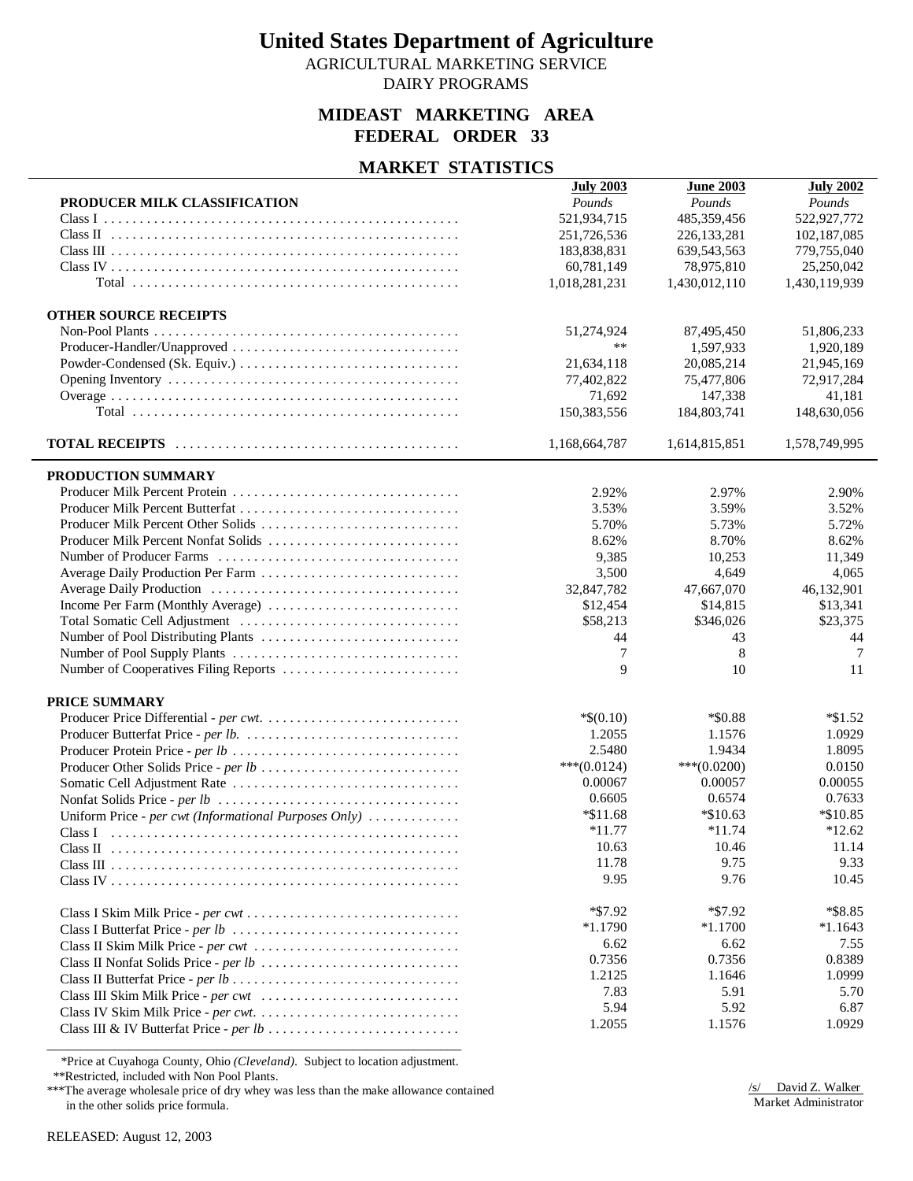# United States Department of Agriculture

AGRICULTURAL MARKETING SERVICE
DAIRY PROGRAMS

## MIDEAST MARKETING AREA
## FEDERAL ORDER 33

### MARKET STATISTICS

| PRODUCER MILK CLASSIFICATION | July 2003 | June 2003 | July 2002 |
|---|---|---|---|
| | *Pounds* | *Pounds* | *Pounds* |
| Class I | 521,934,715 | 485,359,456 | 522,927,772 |
| Class II | 251,726,536 | 226,133,281 | 102,187,085 |
| Class III | 183,838,831 | 639,543,563 | 779,755,040 |
| Class IV | 60,781,149 | 78,975,810 | 25,250,042 |
| Total | 1,018,281,231 | 1,430,012,110 | 1,430,119,939 |
| **OTHER SOURCE RECEIPTS** | | | |
| Non-Pool Plants | 51,274,924 | 87,495,450 | 51,806,233 |
| Producer-Handler/Unapproved | ** | 1,597,933 | 1,920,189 |
| Powder-Condensed (Sk. Equiv.) | 21,634,118 | 20,085,214 | 21,945,169 |
| Opening Inventory | 77,402,822 | 75,477,806 | 72,917,284 |
| Overage | 71,692 | 147,338 | 41,181 |
| Total | 150,383,556 | 184,803,741 | 148,630,056 |
| **TOTAL RECEIPTS** | 1,168,664,787 | 1,614,815,851 | 1,578,749,995 |

| PRODUCTION SUMMARY | July 2003 | June 2003 | July 2002 |
|---|---|---|---|
| Producer Milk Percent Protein | 2.92% | 2.97% | 2.90% |
| Producer Milk Percent Butterfat | 3.53% | 3.59% | 3.52% |
| Producer Milk Percent Other Solids | 5.70% | 5.73% | 5.72% |
| Producer Milk Percent Nonfat Solids | 8.62% | 8.70% | 8.62% |
| Number of Producer Farms | 9,385 | 10,253 | 11,349 |
| Average Daily Production Per Farm | 3,500 | 4,649 | 4,065 |
| Average Daily Production | 32,847,782 | 47,667,070 | 46,132,901 |
| Income Per Farm (Monthly Average) | $12,454 | $14,815 | $13,341 |
| Total Somatic Cell Adjustment | $58,213 | $346,026 | $23,375 |
| Number of Pool Distributing Plants | 44 | 43 | 44 |
| Number of Pool Supply Plants | 7 | 8 | 7 |
| Number of Cooperatives Filing Reports | 9 | 10 | 11 |
| **PRICE SUMMARY** | | | |
| Producer Price Differential - *per cwt.* | *$(0.10) | *$0.88 | *$1.52 |
| Producer Butterfat Price - *per lb.* | 1.2055 | 1.1576 | 1.0929 |
| Producer Protein Price - *per lb* | 2.5480 | 1.9434 | 1.8095 |
| Producer Other Solids Price - *per lb* | ***(0.0124) | ***(0.0200) | 0.0150 |
| Somatic Cell Adjustment Rate | 0.00067 | 0.00057 | 0.00055 |
| Nonfat Solids Price - *per lb* | 0.6605 | 0.6574 | 0.7633 |
| Uniform Price - *per cwt (Informational Purposes Only)* | *$11.68 | *$10.63 | *$10.85 |
| Class I | *11.77 | *11.74 | *12.62 |
| Class II | 10.63 | 10.46 | 11.14 |
| Class III | 11.78 | 9.75 | 9.33 |
| Class IV | 9.95 | 9.76 | 10.45 |
| Class I Skim Milk Price - *per cwt* | *$7.92 | *$7.92 | *$8.85 |
| Class I Butterfat Price - *per lb* | *1.1790 | *1.1700 | *1.1643 |
| Class II Skim Milk Price - *per cwt* | 6.62 | 6.62 | 7.55 |
| Class II Nonfat Solids Price - *per lb* | 0.7356 | 0.7356 | 0.8389 |
| Class II Butterfat Price - *per lb* | 1.2125 | 1.1646 | 1.0999 |
| Class III Skim Milk Price - *per cwt* | 7.83 | 5.91 | 5.70 |
| Class IV Skim Milk Price - *per cwt.* | 5.94 | 5.92 | 6.87 |
| Class III & IV Butterfat Price - *per lb* | 1.2055 | 1.1576 | 1.0929 |

*Price at Cuyahoga County, Ohio *(Cleveland)*. Subject to location adjustment.
**Restricted, included with Non Pool Plants.
***The average wholesale price of dry whey was less than the make allowance contained in the other solids price formula.

/s/ David Z. Walker
Market Administrator

RELEASED: August 12, 2003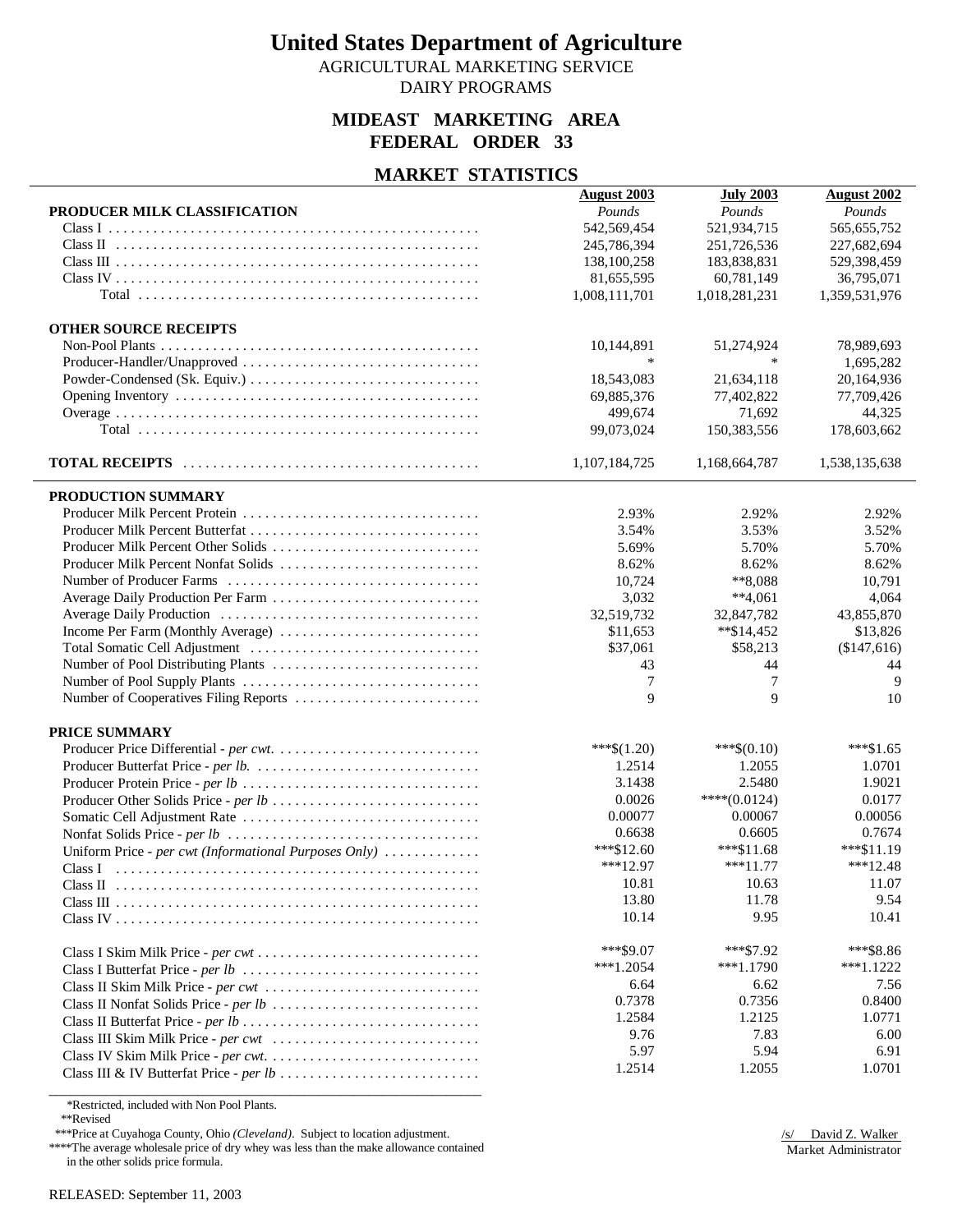# United States Department of Agriculture

AGRICULTURAL MARKETING SERVICE
DAIRY PROGRAMS

## MIDEAST MARKETING AREA
## FEDERAL ORDER 33

### MARKET STATISTICS

| | August 2003 | July 2003 | August 2002 |
|---|---|---|---|
| **PRODUCER MILK CLASSIFICATION** | *Pounds* | *Pounds* | *Pounds* |
| Class I | 542,569,454 | 521,934,715 | 565,655,752 |
| Class II | 245,786,394 | 251,726,536 | 227,682,694 |
| Class III | 138,100,258 | 183,838,831 | 529,398,459 |
| Class IV | 81,655,595 | 60,781,149 | 36,795,071 |
| Total | 1,008,111,701 | 1,018,281,231 | 1,359,531,976 |
| **OTHER SOURCE RECEIPTS** | | | |
| Non-Pool Plants | 10,144,891 | 51,274,924 | 78,989,693 |
| Producer-Handler/Unapproved | * | * | 1,695,282 |
| Powder-Condensed (Sk. Equiv.) | 18,543,083 | 21,634,118 | 20,164,936 |
| Opening Inventory | 69,885,376 | 77,402,822 | 77,709,426 |
| Overage | 499,674 | 71,692 | 44,325 |
| Total | 99,073,024 | 150,383,556 | 178,603,662 |
| **TOTAL RECEIPTS** | 1,107,184,725 | 1,168,664,787 | 1,538,135,638 |

| | August 2003 | July 2003 | August 2002 |
|---|---|---|---|
| **PRODUCTION SUMMARY** | | | |
| Producer Milk Percent Protein | 2.93% | 2.92% | 2.92% |
| Producer Milk Percent Butterfat | 3.54% | 3.53% | 3.52% |
| Producer Milk Percent Other Solids | 5.69% | 5.70% | 5.70% |
| Producer Milk Percent Nonfat Solids | 8.62% | 8.62% | 8.62% |
| Number of Producer Farms | 10,724 | **8,088 | 10,791 |
| Average Daily Production Per Farm | 3,032 | **4,061 | 4,064 |
| Average Daily Production | 32,519,732 | 32,847,782 | 43,855,870 |
| Income Per Farm (Monthly Average) | $11,653 | **$14,452 | $13,826 |
| Total Somatic Cell Adjustment | $37,061 | $58,213 | ($147,616) |
| Number of Pool Distributing Plants | 43 | 44 | 44 |
| Number of Pool Supply Plants | 7 | 7 | 9 |
| Number of Cooperatives Filing Reports | 9 | 9 | 10 |
| **PRICE SUMMARY** | | | |
| Producer Price Differential - *per cwt.* | ***$(1.20) | ***$(0.10) | ***$1.65 |
| Producer Butterfat Price - *per lb.* | 1.2514 | 1.2055 | 1.0701 |
| Producer Protein Price - *per lb* | 3.1438 | 2.5480 | 1.9021 |
| Producer Other Solids Price - *per lb* | 0.0026 | ****(0.0124) | 0.0177 |
| Somatic Cell Adjustment Rate | 0.00077 | 0.00067 | 0.00056 |
| Nonfat Solids Price - *per lb* | 0.6638 | 0.6605 | 0.7674 |
| Uniform Price - *per cwt (Informational Purposes Only)* | ***$12.60 | ***$11.68 | ***$11.19 |
| Class I | ***12.97 | ***11.77 | ***12.48 |
| Class II | 10.81 | 10.63 | 11.07 |
| Class III | 13.80 | 11.78 | 9.54 |
| Class IV | 10.14 | 9.95 | 10.41 |
| Class I Skim Milk Price - *per cwt* | ***$9.07 | ***$7.92 | ***$8.86 |
| Class I Butterfat Price - *per lb* | ***1.2054 | ***1.1790 | ***1.1222 |
| Class II Skim Milk Price - *per cwt* | 6.64 | 6.62 | 7.56 |
| Class II Nonfat Solids Price - *per lb* | 0.7378 | 0.7356 | 0.8400 |
| Class II Butterfat Price - *per lb* | 1.2584 | 1.2125 | 1.0771 |
| Class III Skim Milk Price - *per cwt* | 9.76 | 7.83 | 6.00 |
| Class IV Skim Milk Price - *per cwt.* | 5.97 | 5.94 | 6.91 |
| Class III & IV Butterfat Price - *per lb* | 1.2514 | 1.2055 | 1.0701 |

*Restricted, included with Non Pool Plants.
**Revised
***Price at Cuyahoga County, Ohio *(Cleveland)*. Subject to location adjustment.
****The average wholesale price of dry whey was less than the make allowance contained in the other solids price formula.

/s/ David Z. Walker
Market Administrator

RELEASED: September 11, 2003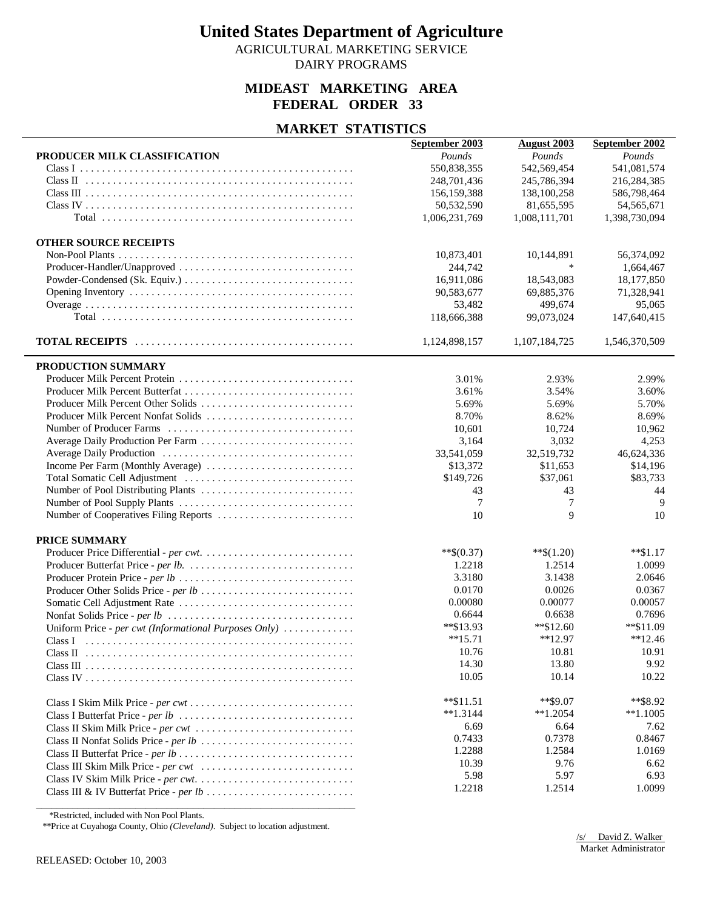# United States Department of Agriculture

AGRICULTURAL MARKETING SERVICE
DAIRY PROGRAMS

## MIDEAST MARKETING AREA
## FEDERAL ORDER 33

### MARKET STATISTICS

| | September 2003 | August 2003 | September 2002 |
|---|---|---|---|
| **PRODUCER MILK CLASSIFICATION** | *Pounds* | *Pounds* | *Pounds* |
| Class I | 550,838,355 | 542,569,454 | 541,081,574 |
| Class II | 248,701,436 | 245,786,394 | 216,284,385 |
| Class III | 156,159,388 | 138,100,258 | 586,798,464 |
| Class IV | 50,532,590 | 81,655,595 | 54,565,671 |
| Total | 1,006,231,769 | 1,008,111,701 | 1,398,730,094 |
| **OTHER SOURCE RECEIPTS** | | | |
| Non-Pool Plants | 10,873,401 | 10,144,891 | 56,374,092 |
| Producer-Handler/Unapproved | 244,742 | * | 1,664,467 |
| Powder-Condensed (Sk. Equiv.) | 16,911,086 | 18,543,083 | 18,177,850 |
| Opening Inventory | 90,583,677 | 69,885,376 | 71,328,941 |
| Overage | 53,482 | 499,674 | 95,065 |
| Total | 118,666,388 | 99,073,024 | 147,640,415 |
| **TOTAL RECEIPTS** | 1,124,898,157 | 1,107,184,725 | 1,546,370,509 |
| **PRODUCTION SUMMARY** | | | |
| Producer Milk Percent Protein | 3.01% | 2.93% | 2.99% |
| Producer Milk Percent Butterfat | 3.61% | 3.54% | 3.60% |
| Producer Milk Percent Other Solids | 5.69% | 5.69% | 5.70% |
| Producer Milk Percent Nonfat Solids | 8.70% | 8.62% | 8.69% |
| Number of Producer Farms | 10,601 | 10,724 | 10,962 |
| Average Daily Production Per Farm | 3,164 | 3,032 | 4,253 |
| Average Daily Production | 33,541,059 | 32,519,732 | 46,624,336 |
| Income Per Farm (Monthly Average) | $13,372 | $11,653 | $14,196 |
| Total Somatic Cell Adjustment | $149,726 | $37,061 | $83,733 |
| Number of Pool Distributing Plants | 43 | 43 | 44 |
| Number of Pool Supply Plants | 7 | 7 | 9 |
| Number of Cooperatives Filing Reports | 10 | 9 | 10 |
| **PRICE SUMMARY** | | | |
| Producer Price Differential - *per cwt.* | **$(0.37) | **$(1.20) | **$1.17 |
| Producer Butterfat Price - *per lb.* | 1.2218 | 1.2514 | 1.0099 |
| Producer Protein Price - *per lb* | 3.3180 | 3.1438 | 2.0646 |
| Producer Other Solids Price - *per lb* | 0.0170 | 0.0026 | 0.0367 |
| Somatic Cell Adjustment Rate | 0.00080 | 0.00077 | 0.00057 |
| Nonfat Solids Price - *per lb* | 0.6644 | 0.6638 | 0.7696 |
| Uniform Price - *per cwt (Informational Purposes Only)* | **$13.93 | **$12.60 | **$11.09 |
| Class I | **15.71 | **12.97 | **12.46 |
| Class II | 10.76 | 10.81 | 10.91 |
| Class III | 14.30 | 13.80 | 9.92 |
| Class IV | 10.05 | 10.14 | 10.22 |
| Class I Skim Milk Price - *per cwt* | **$11.51 | **$9.07 | **$8.92 |
| Class I Butterfat Price - *per lb* | **1.3144 | **1.2054 | **1.1005 |
| Class II Skim Milk Price - *per cwt* | 6.69 | 6.64 | 7.62 |
| Class II Nonfat Solids Price - *per lb* | 0.7433 | 0.7378 | 0.8467 |
| Class II Butterfat Price - *per lb* | 1.2288 | 1.2584 | 1.0169 |
| Class III Skim Milk Price - *per cwt* | 10.39 | 9.76 | 6.62 |
| Class IV Skim Milk Price - *per cwt.* | 5.98 | 5.97 | 6.93 |
| Class III & IV Butterfat Price - *per lb* | 1.2218 | 1.2514 | 1.0099 |

*Restricted, included with Non Pool Plants.

**Price at Cuyahoga County, Ohio *(Cleveland)*. Subject to location adjustment.

/s/ David Z. Walker
Market Administrator

RELEASED: October 10, 2003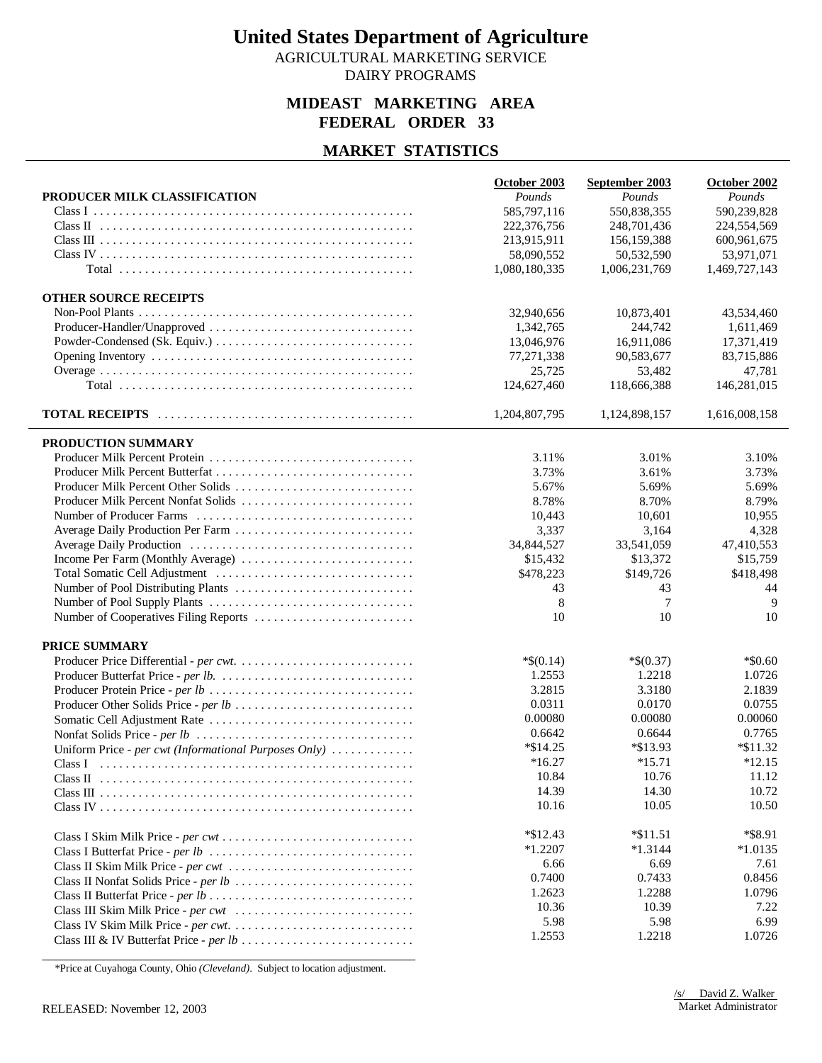# United States Department of Agriculture

AGRICULTURAL MARKETING SERVICE
DAIRY PROGRAMS

## MIDEAST MARKETING AREA
## FEDERAL ORDER 33

## MARKET STATISTICS

| | October 2003 | September 2003 | October 2002 |
|---|---|---|---|
| **PRODUCER MILK CLASSIFICATION** | *Pounds* | *Pounds* | *Pounds* |
| Class I | 585,797,116 | 550,838,355 | 590,239,828 |
| Class II | 222,376,756 | 248,701,436 | 224,554,569 |
| Class III | 213,915,911 | 156,159,388 | 600,961,675 |
| Class IV | 58,090,552 | 50,532,590 | 53,971,071 |
| Total | 1,080,180,335 | 1,006,231,769 | 1,469,727,143 |
| **OTHER SOURCE RECEIPTS** | | | |
| Non-Pool Plants | 32,940,656 | 10,873,401 | 43,534,460 |
| Producer-Handler/Unapproved | 1,342,765 | 244,742 | 1,611,469 |
| Powder-Condensed (Sk. Equiv.) | 13,046,976 | 16,911,086 | 17,371,419 |
| Opening Inventory | 77,271,338 | 90,583,677 | 83,715,886 |
| Overage | 25,725 | 53,482 | 47,781 |
| Total | 124,627,460 | 118,666,388 | 146,281,015 |
| **TOTAL RECEIPTS** | 1,204,807,795 | 1,124,898,157 | 1,616,008,158 |

| | October 2003 | September 2003 | October 2002 |
|---|---|---|---|
| **PRODUCTION SUMMARY** | | | |
| Producer Milk Percent Protein | 3.11% | 3.01% | 3.10% |
| Producer Milk Percent Butterfat | 3.73% | 3.61% | 3.73% |
| Producer Milk Percent Other Solids | 5.67% | 5.69% | 5.69% |
| Producer Milk Percent Nonfat Solids | 8.78% | 8.70% | 8.79% |
| Number of Producer Farms | 10,443 | 10,601 | 10,955 |
| Average Daily Production Per Farm | 3,337 | 3,164 | 4,328 |
| Average Daily Production | 34,844,527 | 33,541,059 | 47,410,553 |
| Income Per Farm (Monthly Average) | $15,432 | $13,372 | $15,759 |
| Total Somatic Cell Adjustment | $478,223 | $149,726 | $418,498 |
| Number of Pool Distributing Plants | 43 | 43 | 44 |
| Number of Pool Supply Plants | 8 | 7 | 9 |
| Number of Cooperatives Filing Reports | 10 | 10 | 10 |
| **PRICE SUMMARY** | | | |
| Producer Price Differential - *per cwt.* | *$(0.14) | *$(0.37) | *$0.60 |
| Producer Butterfat Price - *per lb.* | 1.2553 | 1.2218 | 1.0726 |
| Producer Protein Price - *per lb* | 3.2815 | 3.3180 | 2.1839 |
| Producer Other Solids Price - *per lb* | 0.0311 | 0.0170 | 0.0755 |
| Somatic Cell Adjustment Rate | 0.00080 | 0.00080 | 0.00060 |
| Nonfat Solids Price - *per lb* | 0.6642 | 0.6644 | 0.7765 |
| Uniform Price - *per cwt (Informational Purposes Only)* | *$14.25 | *$13.93 | *$11.32 |
| Class I | *16.27 | *15.71 | *12.15 |
| Class II | 10.84 | 10.76 | 11.12 |
| Class III | 14.39 | 14.30 | 10.72 |
| Class IV | 10.16 | 10.05 | 10.50 |
| Class I Skim Milk Price - *per cwt* | *$12.43 | *$11.51 | *$8.91 |
| Class I Butterfat Price - *per lb* | *1.2207 | *1.3144 | *1.0135 |
| Class II Skim Milk Price - *per cwt* | 6.66 | 6.69 | 7.61 |
| Class II Nonfat Solids Price - *per lb* | 0.7400 | 0.7433 | 0.8456 |
| Class II Butterfat Price - *per lb* | 1.2623 | 1.2288 | 1.0796 |
| Class III Skim Milk Price - *per cwt* | 10.36 | 10.39 | 7.22 |
| Class IV Skim Milk Price - *per cwt.* | 5.98 | 5.98 | 6.99 |
| Class III & IV Butterfat Price - *per lb* | 1.2553 | 1.2218 | 1.0726 |

*Price at Cuyahoga County, Ohio *(Cleveland)*. Subject to location adjustment.

RELEASED: November 12, 2003

/s/ David Z. Walker
Market Administrator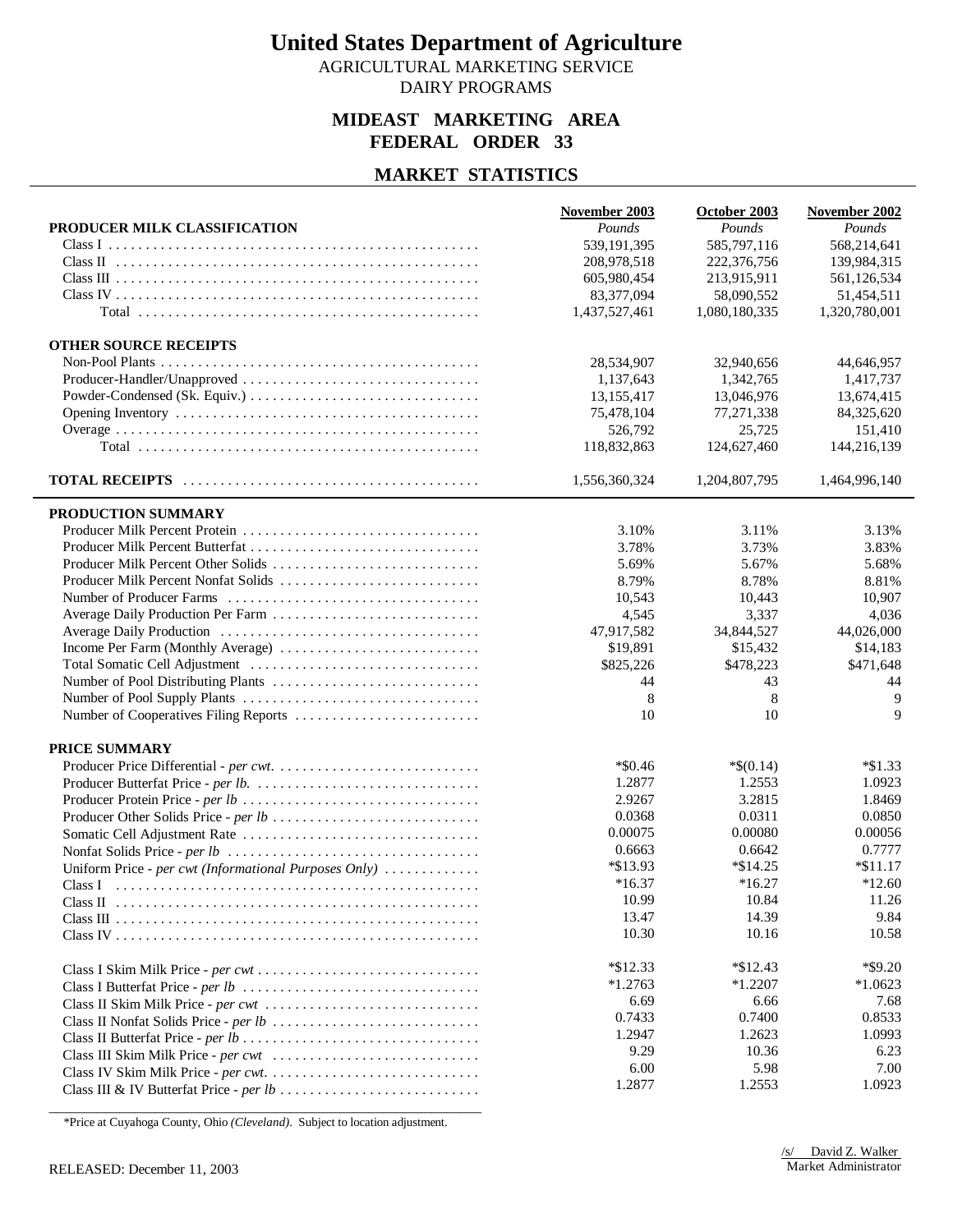# United States Department of Agriculture

AGRICULTURAL MARKETING SERVICE
DAIRY PROGRAMS

## MIDEAST MARKETING AREA
## FEDERAL ORDER 33

## MARKET STATISTICS

| | November 2003 | October 2003 | November 2002 |
|---|---|---|---|
| **PRODUCER MILK CLASSIFICATION** | *Pounds* | *Pounds* | *Pounds* |
| Class I | 539,191,395 | 585,797,116 | 568,214,641 |
| Class II | 208,978,518 | 222,376,756 | 139,984,315 |
| Class III | 605,980,454 | 213,915,911 | 561,126,534 |
| Class IV | 83,377,094 | 58,090,552 | 51,454,511 |
| Total | 1,437,527,461 | 1,080,180,335 | 1,320,780,001 |
| **OTHER SOURCE RECEIPTS** | | | |
| Non-Pool Plants | 28,534,907 | 32,940,656 | 44,646,957 |
| Producer-Handler/Unapproved | 1,137,643 | 1,342,765 | 1,417,737 |
| Powder-Condensed (Sk. Equiv.) | 13,155,417 | 13,046,976 | 13,674,415 |
| Opening Inventory | 75,478,104 | 77,271,338 | 84,325,620 |
| Overage | 526,792 | 25,725 | 151,410 |
| Total | 118,832,863 | 124,627,460 | 144,216,139 |
| **TOTAL RECEIPTS** | 1,556,360,324 | 1,204,807,795 | 1,464,996,140 |
| **PRODUCTION SUMMARY** | | | |
| Producer Milk Percent Protein | 3.10% | 3.11% | 3.13% |
| Producer Milk Percent Butterfat | 3.78% | 3.73% | 3.83% |
| Producer Milk Percent Other Solids | 5.69% | 5.67% | 5.68% |
| Producer Milk Percent Nonfat Solids | 8.79% | 8.78% | 8.81% |
| Number of Producer Farms | 10,543 | 10,443 | 10,907 |
| Average Daily Production Per Farm | 4,545 | 3,337 | 4,036 |
| Average Daily Production | 47,917,582 | 34,844,527 | 44,026,000 |
| Income Per Farm (Monthly Average) | $19,891 | $15,432 | $14,183 |
| Total Somatic Cell Adjustment | $825,226 | $478,223 | $471,648 |
| Number of Pool Distributing Plants | 44 | 43 | 44 |
| Number of Pool Supply Plants | 8 | 8 | 9 |
| Number of Cooperatives Filing Reports | 10 | 10 | 9 |
| **PRICE SUMMARY** | | | |
| Producer Price Differential - *per cwt.* | *$0.46 | *$(0.14) | *$1.33 |
| Producer Butterfat Price - *per lb.* | 1.2877 | 1.2553 | 1.0923 |
| Producer Protein Price - *per lb* | 2.9267 | 3.2815 | 1.8469 |
| Producer Other Solids Price - *per lb* | 0.0368 | 0.0311 | 0.0850 |
| Somatic Cell Adjustment Rate | 0.00075 | 0.00080 | 0.00056 |
| Nonfat Solids Price - *per lb* | 0.6663 | 0.6642 | 0.7777 |
| Uniform Price - *per cwt (Informational Purposes Only)* | *$13.93 | *$14.25 | *$11.17 |
| Class I | *16.37 | *16.27 | *12.60 |
| Class II | 10.99 | 10.84 | 11.26 |
| Class III | 13.47 | 14.39 | 9.84 |
| Class IV | 10.30 | 10.16 | 10.58 |
| Class I Skim Milk Price - *per cwt* | *$12.33 | *$12.43 | *$9.20 |
| Class I Butterfat Price - *per lb* | *1.2763 | *1.2207 | *1.0623 |
| Class II Skim Milk Price - *per cwt* | 6.69 | 6.66 | 7.68 |
| Class II Nonfat Solids Price - *per lb* | 0.7433 | 0.7400 | 0.8533 |
| Class II Butterfat Price - *per lb* | 1.2947 | 1.2623 | 1.0993 |
| Class III Skim Milk Price - *per cwt* | 9.29 | 10.36 | 6.23 |
| Class IV Skim Milk Price - *per cwt.* | 6.00 | 5.98 | 7.00 |
| Class III & IV Butterfat Price - *per lb* | 1.2877 | 1.2553 | 1.0923 |

*Price at Cuyahoga County, Ohio *(Cleveland)*. Subject to location adjustment.

RELEASED: December 11, 2003

/s/ David Z. Walker
Market Administrator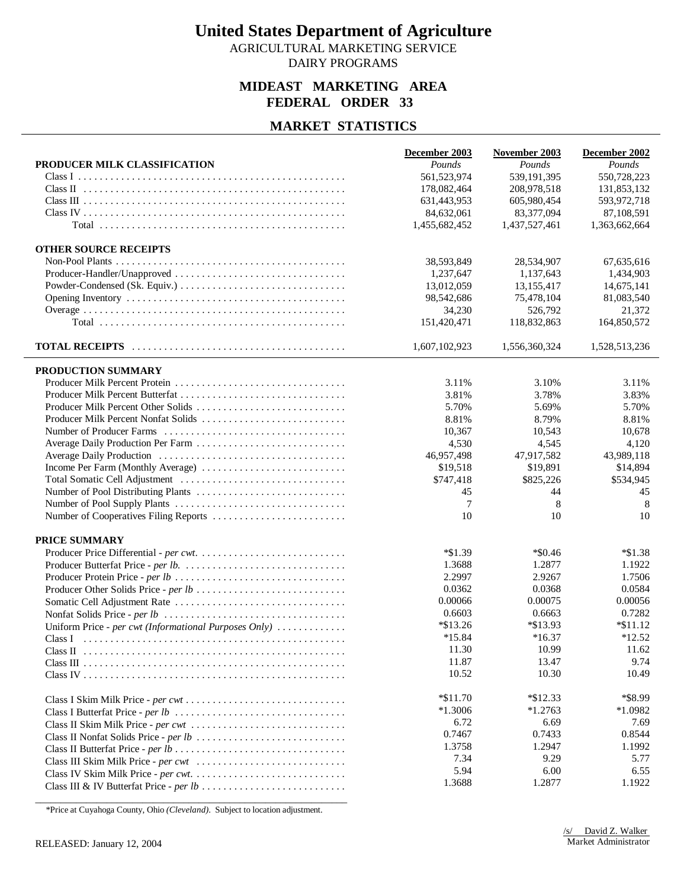# United States Department of Agriculture

AGRICULTURAL MARKETING SERVICE

DAIRY PROGRAMS

## MIDEAST MARKETING AREA
## FEDERAL ORDER 33

## MARKET STATISTICS

| | December 2003 | November 2003 | December 2002 |
|---|---|---|---|
| **PRODUCER MILK CLASSIFICATION** | *Pounds* | *Pounds* | *Pounds* |
| Class I | 561,523,974 | 539,191,395 | 550,728,223 |
| Class II | 178,082,464 | 208,978,518 | 131,853,132 |
| Class III | 631,443,953 | 605,980,454 | 593,972,718 |
| Class IV | 84,632,061 | 83,377,094 | 87,108,591 |
| Total | 1,455,682,452 | 1,437,527,461 | 1,363,662,664 |
| **OTHER SOURCE RECEIPTS** | | | |
| Non-Pool Plants | 38,593,849 | 28,534,907 | 67,635,616 |
| Producer-Handler/Unapproved | 1,237,647 | 1,137,643 | 1,434,903 |
| Powder-Condensed (Sk. Equiv.) | 13,012,059 | 13,155,417 | 14,675,141 |
| Opening Inventory | 98,542,686 | 75,478,104 | 81,083,540 |
| Overage | 34,230 | 526,792 | 21,372 |
| Total | 151,420,471 | 118,832,863 | 164,850,572 |
| **TOTAL RECEIPTS** | 1,607,102,923 | 1,556,360,324 | 1,528,513,236 |
| **PRODUCTION SUMMARY** | | | |
| Producer Milk Percent Protein | 3.11% | 3.10% | 3.11% |
| Producer Milk Percent Butterfat | 3.81% | 3.78% | 3.83% |
| Producer Milk Percent Other Solids | 5.70% | 5.69% | 5.70% |
| Producer Milk Percent Nonfat Solids | 8.81% | 8.79% | 8.81% |
| Number of Producer Farms | 10,367 | 10,543 | 10,678 |
| Average Daily Production Per Farm | 4,530 | 4,545 | 4,120 |
| Average Daily Production | 46,957,498 | 47,917,582 | 43,989,118 |
| Income Per Farm (Monthly Average) | $19,518 | $19,891 | $14,894 |
| Total Somatic Cell Adjustment | $747,418 | $825,226 | $534,945 |
| Number of Pool Distributing Plants | 45 | 44 | 45 |
| Number of Pool Supply Plants | 7 | 8 | 8 |
| Number of Cooperatives Filing Reports | 10 | 10 | 10 |
| **PRICE SUMMARY** | | | |
| Producer Price Differential - *per cwt.* | *$1.39 | *$0.46 | *$1.38 |
| Producer Butterfat Price - *per lb.* | 1.3688 | 1.2877 | 1.1922 |
| Producer Protein Price - *per lb* | 2.2997 | 2.9267 | 1.7506 |
| Producer Other Solids Price - *per lb* | 0.0362 | 0.0368 | 0.0584 |
| Somatic Cell Adjustment Rate | 0.00066 | 0.00075 | 0.00056 |
| Nonfat Solids Price - *per lb* | 0.6603 | 0.6663 | 0.7282 |
| Uniform Price - *per cwt (Informational Purposes Only)* | *$13.26 | *$13.93 | *$11.12 |
| Class I | *15.84 | *16.37 | *12.52 |
| Class II | 11.30 | 10.99 | 11.62 |
| Class III | 11.87 | 13.47 | 9.74 |
| Class IV | 10.52 | 10.30 | 10.49 |
| Class I Skim Milk Price - *per cwt* | *$11.70 | *$12.33 | *$8.99 |
| Class I Butterfat Price - *per lb* | *1.3006 | *1.2763 | *1.0982 |
| Class II Skim Milk Price - *per cwt* | 6.72 | 6.69 | 7.69 |
| Class II Nonfat Solids Price - *per lb* | 0.7467 | 0.7433 | 0.8544 |
| Class II Butterfat Price - *per lb* | 1.3758 | 1.2947 | 1.1992 |
| Class III Skim Milk Price - *per cwt* | 7.34 | 9.29 | 5.77 |
| Class IV Skim Milk Price - *per cwt.* | 5.94 | 6.00 | 6.55 |
| Class III & IV Butterfat Price - *per lb* | 1.3688 | 1.2877 | 1.1922 |

*Price at Cuyahoga County, Ohio *(Cleveland)*. Subject to location adjustment.

RELEASED: January 12, 2004

/s/ David Z. Walker
Market Administrator